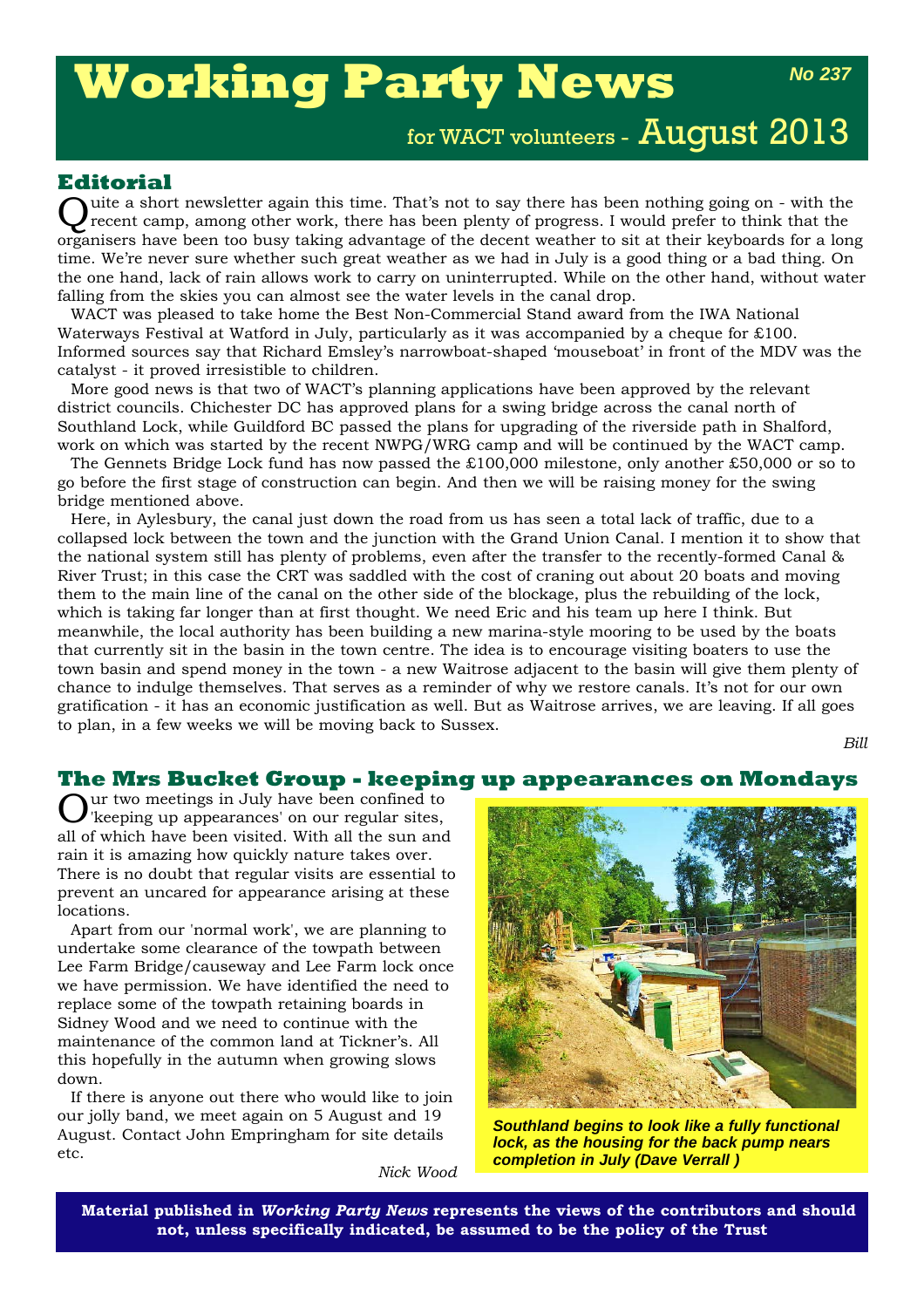# Working Party News

**No 237**

for WACT volunteers - August 2013

## Editorial

Quite a short newsletter again this time. That's not to say there has been nothing going on - with the recent camp, among other work, there has been plenty of progress. I would prefer to think that the organisers have been too busy taking advantage of the decent weather to sit at their keyboards for a long time. We're never sure whether such great weather as we had in July is a good thing or a bad thing. On the one hand, lack of rain allows work to carry on uninterrupted. While on the other hand, without water falling from the skies you can almost see the water levels in the canal drop.

WACT was pleased to take home the Best Non-Commercial Stand award from the IWA National Waterways Festival at Watford in July, particularly as it was accompanied by a cheque for £100. Informed sources say that Richard Emsley's narrowboat-shaped 'mouseboat' in front of the MDV was the catalyst - it proved irresistible to children.

More good news is that two of WACT's planning applications have been approved by the relevant district councils. Chichester DC has approved plans for a swing bridge across the canal north of Southland Lock, while Guildford BC passed the plans for upgrading of the riverside path in Shalford, work on which was started by the recent NWPG/WRG camp and will be continued by the WACT camp.

The Gennets Bridge Lock fund has now passed the £100,000 milestone, only another £50,000 or so to go before the first stage of construction can begin. And then we will be raising money for the swing bridge mentioned above.

Here, in Aylesbury, the canal just down the road from us has seen a total lack of traffic, due to a collapsed lock between the town and the junction with the Grand Union Canal. I mention it to show that the national system still has plenty of problems, even after the transfer to the recently-formed Canal & River Trust; in this case the CRT was saddled with the cost of craning out about 20 boats and moving them to the main line of the canal on the other side of the blockage, plus the rebuilding of the lock, which is taking far longer than at first thought. We need Eric and his team up here I think. But meanwhile, the local authority has been building a new marina-style mooring to be used by the boats that currently sit in the basin in the town centre. The idea is to encourage visiting boaters to use the town basin and spend money in the town - a new Waitrose adjacent to the basin will give them plenty of chance to indulge themselves. That serves as a reminder of why we restore canals. It's not for our own gratification - it has an economic justification as well. But as Waitrose arrives, we are leaving. If all goes to plan, in a few weeks we will be moving back to Sussex.

*Bill*

## The Mrs Bucket Group - keeping up appearances on Mondays

Our two meetings in July have been confined to 'keeping up appearances' on our regular sites, all of which have been visited. With all the sun and rain it is amazing how quickly nature takes over. There is no doubt that regular visits are essential to prevent an uncared for appearance arising at these locations.

Apart from our 'normal work', we are planning to undertake some clearance of the towpath between Lee Farm Bridge/causeway and Lee Farm lock once we have permission. We have identified the need to replace some of the towpath retaining boards in Sidney Wood and we need to continue with the maintenance of the common land at Tickner's. All this hopefully in the autumn when growing slows down.

If there is anyone out there who would like to join our jolly band, we meet again on 5 August and 19 August. Contact John Empringham for site details etc.

*Nick Wood*

*Southland begins to look like a fully functional lock, as the housing for the back pump nears completion in July (Dave Verrall )*

**Material published in *Working Party News* represents the views of the contributors and should not, unless specifically indicated, be assumed to be the policy of the Trust**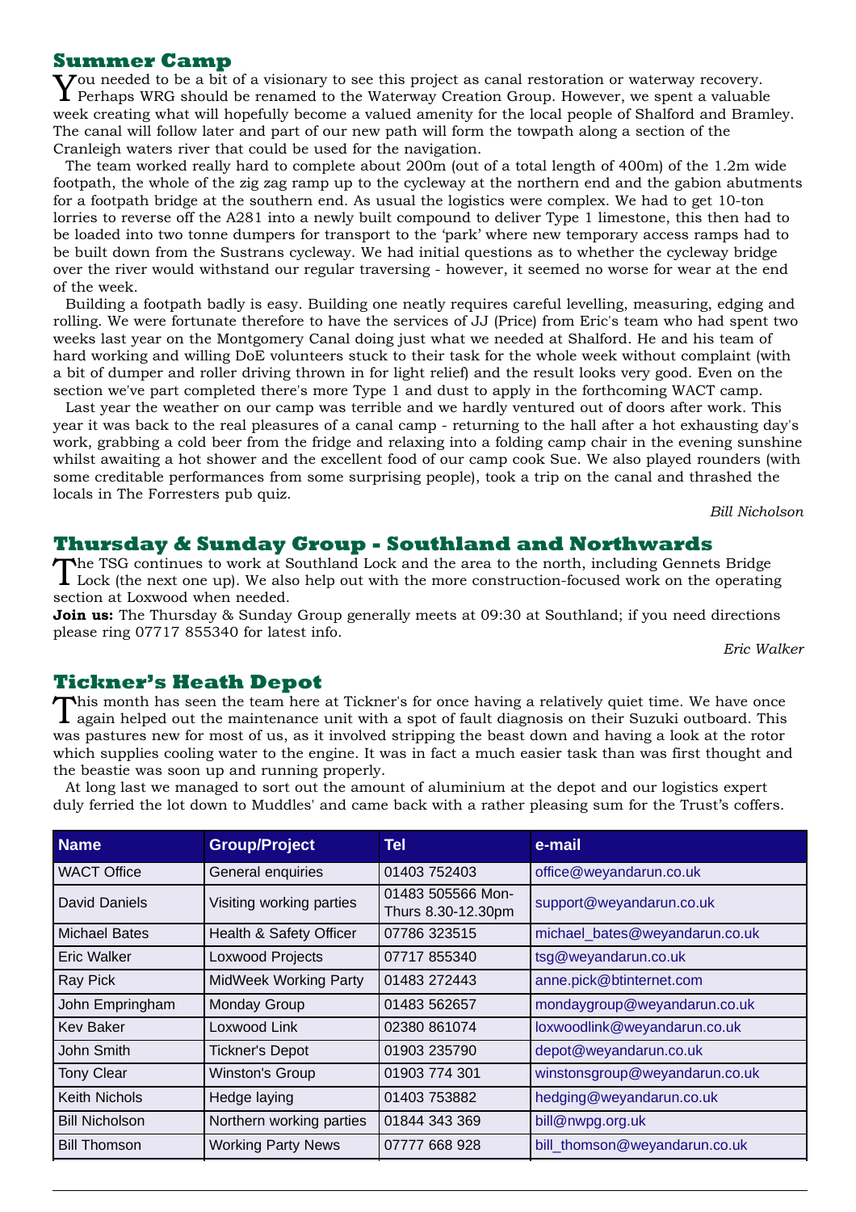## Summer Camp

You needed to be a bit of a visionary to see this project as canal restoration or waterway recovery. Perhaps WRG should be renamed to the Waterway Creation Group. However, we spent a valuable week creating what will hopefully become a valued amenity for the local people of Shalford and Bramley. The canal will follow later and part of our new path will form the towpath along a section of the Cranleigh waters river that could be used for the navigation.

The team worked really hard to complete about 200m (out of a total length of 400m) of the 1.2m wide footpath, the whole of the zig zag ramp up to the cycleway at the northern end and the gabion abutments for a footpath bridge at the southern end. As usual the logistics were complex. We had to get 10-ton lorries to reverse off the A281 into a newly built compound to deliver Type 1 limestone, this then had to be loaded into two tonne dumpers for transport to the 'park' where new temporary access ramps had to be built down from the Sustrans cycleway. We had initial questions as to whether the cycleway bridge over the river would withstand our regular traversing - however, it seemed no worse for wear at the end of the week.

Building a footpath badly is easy. Building one neatly requires careful levelling, measuring, edging and rolling. We were fortunate therefore to have the services of JJ (Price) from Eric's team who had spent two weeks last year on the Montgomery Canal doing just what we needed at Shalford. He and his team of hard working and willing DoE volunteers stuck to their task for the whole week without complaint (with a bit of dumper and roller driving thrown in for light relief) and the result looks very good. Even on the section we've part completed there's more Type 1 and dust to apply in the forthcoming WACT camp.

Last year the weather on our camp was terrible and we hardly ventured out of doors after work. This year it was back to the real pleasures of a canal camp - returning to the hall after a hot exhausting day's work, grabbing a cold beer from the fridge and relaxing into a folding camp chair in the evening sunshine whilst awaiting a hot shower and the excellent food of our camp cook Sue. We also played rounders (with some creditable performances from some surprising people), took a trip on the canal and thrashed the locals in The Forresters pub quiz.

*Bill Nicholson*

## Thursday & Sunday Group - Southland and Northwards

The TSG continues to work at Southland Lock and the area to the north, including Gennets Bridge Lock (the next one up). We also help out with the more construction-focused work on the operating section at Loxwood when needed.

**Join us:** The Thursday & Sunday Group generally meets at 09:30 at Southland; if you need directions please ring 07717 855340 for latest info.

*Eric Walker*

## Tickner's Heath Depot

This month has seen the team here at Tickner's for once having a relatively quiet time. We have once again helped out the maintenance unit with a spot of fault diagnosis on their Suzuki outboard. This was pastures new for most of us, as it involved stripping the beast down and having a look at the rotor which supplies cooling water to the engine. It was in fact a much easier task than was first thought and the beastie was soon up and running properly.

At long last we managed to sort out the amount of aluminium at the depot and our logistics expert duly ferried the lot down to Muddles' and came back with a rather pleasing sum for the Trust's coffers.

| Name | Group/Project | Tel | e-mail |
|---|---|---|---|
| WACT Office | General enquiries | 01403 752403 | office@weyandarun.co.uk |
| David Daniels | Visiting working parties | 01483 505566 Mon-Thurs 8.30-12.30pm | support@weyandarun.co.uk |
| Michael Bates | Health & Safety Officer | 07786 323515 | michael_bates@weyandarun.co.uk |
| Eric Walker | Loxwood Projects | 07717 855340 | tsg@weyandarun.co.uk |
| Ray Pick | MidWeek Working Party | 01483 272443 | anne.pick@btinternet.com |
| John Empringham | Monday Group | 01483 562657 | mondaygroup@weyandarun.co.uk |
| Kev Baker | Loxwood Link | 02380 861074 | loxwoodlink@weyandarun.co.uk |
| John Smith | Tickner's Depot | 01903 235790 | depot@weyandarun.co.uk |
| Tony Clear | Winston's Group | 01903 774 301 | winstonsgroup@weyandarun.co.uk |
| Keith Nichols | Hedge laying | 01403 753882 | hedging@weyandarun.co.uk |
| Bill Nicholson | Northern working parties | 01844 343 369 | bill@nwpg.org.uk |
| Bill Thomson | Working Party News | 07777 668 928 | bill_thomson@weyandarun.co.uk |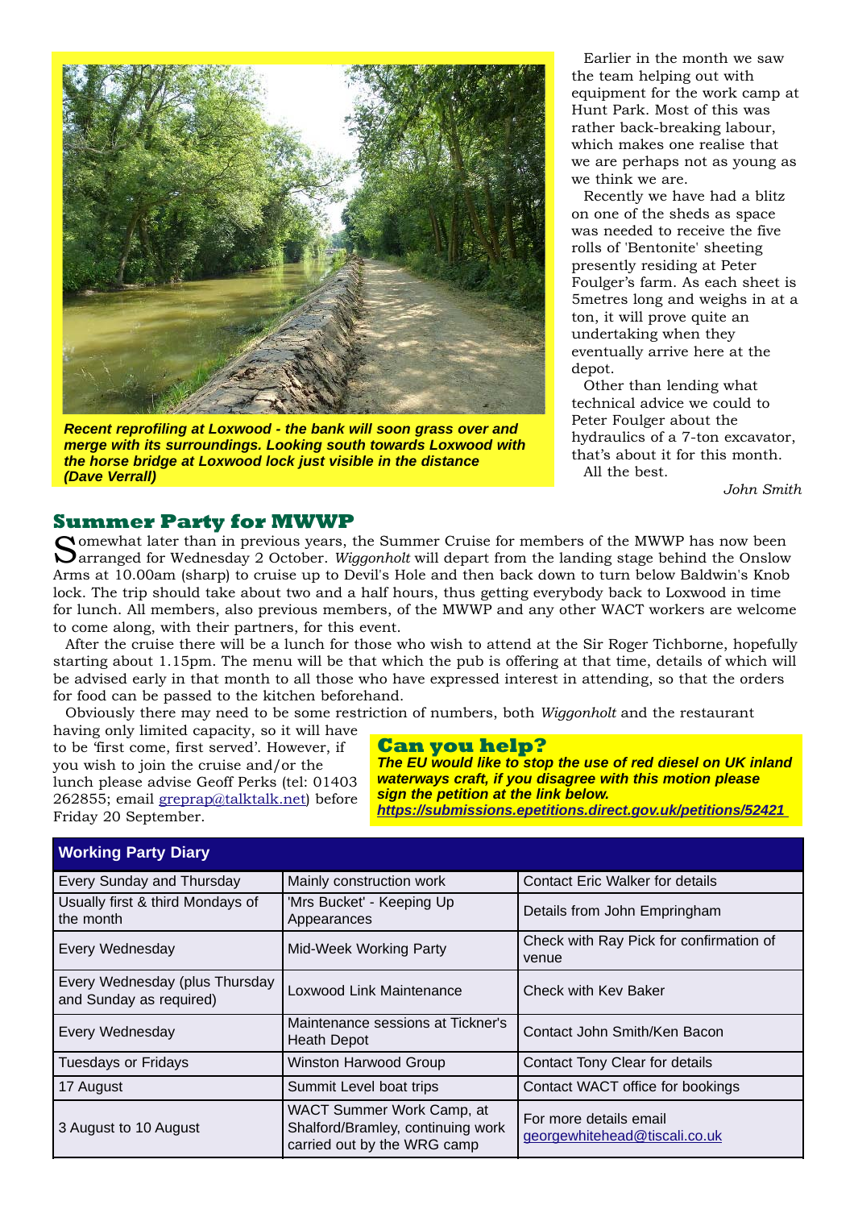*Recent reprofiling at Loxwood - the bank will soon grass over and merge with its surroundings. Looking south towards Loxwood with the horse bridge at Loxwood lock just visible in the distance (Dave Verrall)*

Earlier in the month we saw the team helping out with equipment for the work camp at Hunt Park. Most of this was rather back-breaking labour, which makes one realise that we are perhaps not as young as we think we are.

Recently we have had a blitz on one of the sheds as space was needed to receive the five rolls of 'Bentonite' sheeting presently residing at Peter Foulger's farm. As each sheet is 5metres long and weighs in at a ton, it will prove quite an undertaking when they eventually arrive here at the depot.

Other than lending what technical advice we could to Peter Foulger about the hydraulics of a 7-ton excavator, that's about it for this month.

All the best.

*John Smith*

## Summer Party for MWWP

Somewhat later than in previous years, the Summer Cruise for members of the MWWP has now been arranged for Wednesday 2 October. *Wiggonholt* will depart from the landing stage behind the Onslow Arms at 10.00am (sharp) to cruise up to Devil's Hole and then back down to turn below Baldwin's Knob lock. The trip should take about two and a half hours, thus getting everybody back to Loxwood in time for lunch. All members, also previous members, of the MWWP and any other WACT workers are welcome to come along, with their partners, for this event.

After the cruise there will be a lunch for those who wish to attend at the Sir Roger Tichborne, hopefully starting about 1.15pm. The menu will be that which the pub is offering at that time, details of which will be advised early in that month to all those who have expressed interest in attending, so that the orders for food can be passed to the kitchen beforehand.

Obviously there may need to be some restriction of numbers, both *Wiggonholt* and the restaurant having only limited capacity, so it will have to be 'first come, first served'. However, if you wish to join the cruise and/or the lunch please advise Geoff Perks (tel: 01403 262855; email greprap@talktalk.net) before Friday 20 September.

## Can you help?

***The EU would like to stop the use of red diesel on UK inland waterways craft, if you disagree with this motion please sign the petition at the link below.***
***https://submissions.epetitions.direct.gov.uk/petitions/52421***

**Working Party Diary**

| | | |
|---|---|---|
| Every Sunday and Thursday | Mainly construction work | Contact Eric Walker for details |
| Usually first & third Mondays of the month | 'Mrs Bucket' - Keeping Up Appearances | Details from John Empringham |
| Every Wednesday | Mid-Week Working Party | Check with Ray Pick for confirmation of venue |
| Every Wednesday (plus Thursday and Sunday as required) | Loxwood Link Maintenance | Check with Kev Baker |
| Every Wednesday | Maintenance sessions at Tickner's Heath Depot | Contact John Smith/Ken Bacon |
| Tuesdays or Fridays | Winston Harwood Group | Contact Tony Clear for details |
| 17 August | Summit Level boat trips | Contact WACT office for bookings |
| 3 August to 10 August | WACT Summer Work Camp, at Shalford/Bramley, continuing work carried out by the WRG camp | For more details email georgewhitehead@tiscali.co.uk |